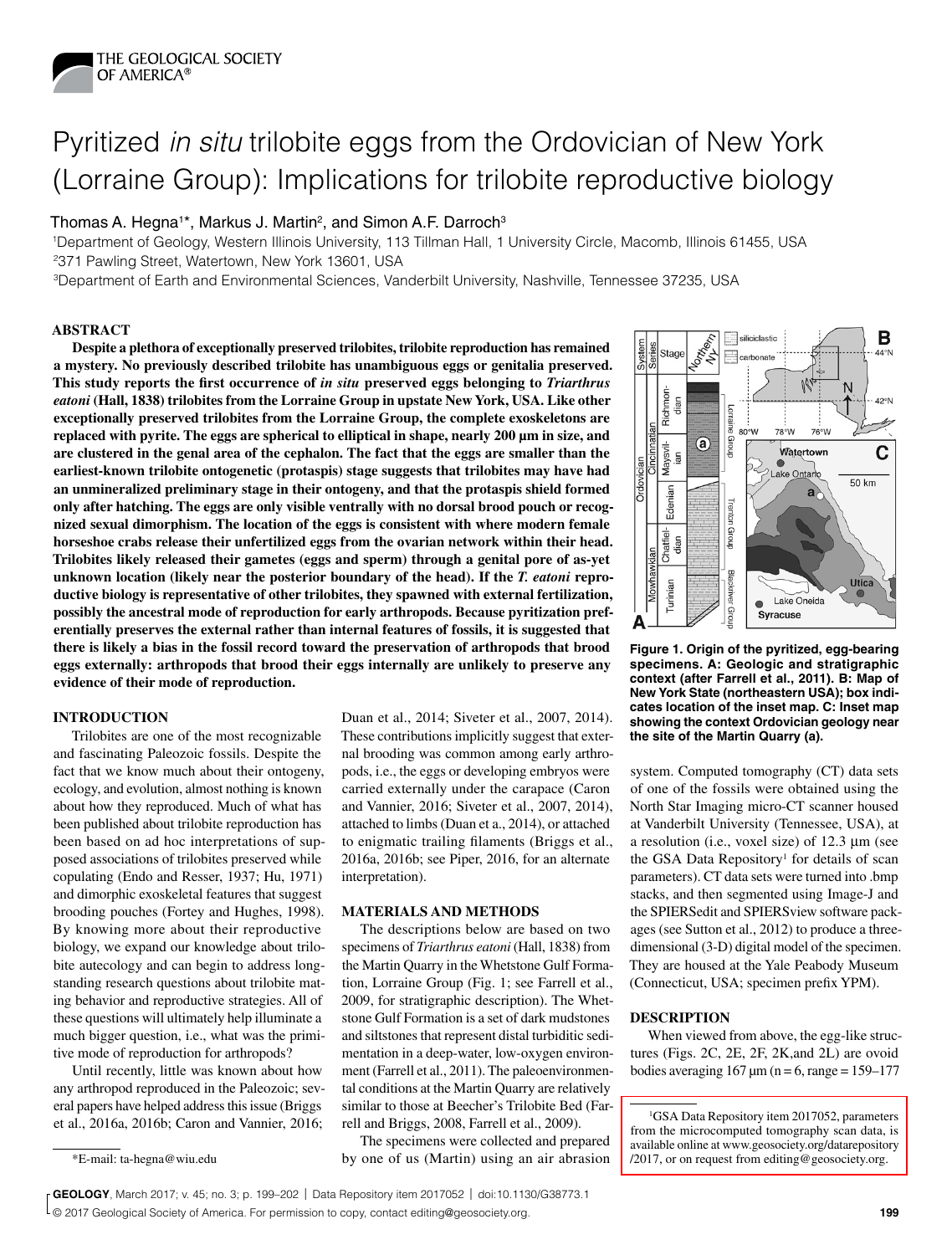# Pyritized *in situ* trilobite eggs from the Ordovician of New York (Lorraine Group): Implications for trilobite reproductive biology

Thomas A. Hegna[1*], Markus J. Martin[2], and Simon A.F. Darroch[3]

[1]Department of Geology, Western Illinois University, 113 Tillman Hall, 1 University Circle, Macomb, Illinois 61455, USA
[2]371 Pawling Street, Watertown, New York 13601, USA
[3]Department of Earth and Environmental Sciences, Vanderbilt University, Nashville, Tennessee 37235, USA

## ABSTRACT

**Despite a plethora of exceptionally preserved trilobites, trilobite reproduction has remained a mystery. No previously described trilobite has unambiguous eggs or genitalia preserved. This study reports the first occurrence of *in situ* preserved eggs belonging to *Triarthrus eatoni* (Hall, 1838) trilobites from the Lorraine Group in upstate New York, USA. Like other exceptionally preserved trilobites from the Lorraine Group, the complete exoskeletons are replaced with pyrite. The eggs are spherical to elliptical in shape, nearly 200 µm in size, and are clustered in the genal area of the cephalon. The fact that the eggs are smaller than the earliest-known trilobite ontogenetic (protaspis) stage suggests that trilobites may have had an unmineralized preliminary stage in their ontogeny, and that the protaspis shield formed only after hatching. The eggs are only visible ventrally with no dorsal brood pouch or recognized sexual dimorphism. The location of the eggs is consistent with where modern female horseshoe crabs release their unfertilized eggs from the ovarian network within their head. Trilobites likely released their gametes (eggs and sperm) through a genital pore of as-yet unknown location (likely near the posterior boundary of the head). If the *T. eatoni* reproductive biology is representative of other trilobites, they spawned with external fertilization, possibly the ancestral mode of reproduction for early arthropods. Because pyritization preferentially preserves the external rather than internal features of fossils, it is suggested that there is likely a bias in the fossil record toward the preservation of arthropods that brood eggs externally: arthropods that brood their eggs internally are unlikely to preserve any evidence of their mode of reproduction.**

## INTRODUCTION

Trilobites are one of the most recognizable and fascinating Paleozoic fossils. Despite the fact that we know much about their ontogeny, ecology, and evolution, almost nothing is known about how they reproduced. Much of what has been published about trilobite reproduction has been based on ad hoc interpretations of supposed associations of trilobites preserved while copulating (Endo and Resser, 1937; Hu, 1971) and dimorphic exoskeletal features that suggest brooding pouches (Fortey and Hughes, 1998). By knowing more about their reproductive biology, we expand our knowledge about trilobite autecology and can begin to address long-standing research questions about trilobite mating behavior and reproductive strategies. All of these questions will ultimately help illuminate a much bigger question, i.e., what was the primitive mode of reproduction for arthropods?

Until recently, little was known about how any arthropod reproduced in the Paleozoic; several papers have helped address this issue (Briggs et al., 2016a, 2016b; Caron and Vannier, 2016; Duan et al., 2014; Siveter et al., 2007, 2014). These contributions implicitly suggest that external brooding was common among early arthropods, i.e., the eggs or developing embryos were carried externally under the carapace (Caron and Vannier, 2016; Siveter et al., 2007, 2014), attached to limbs (Duan et al., 2014), or attached to enigmatic trailing filaments (Briggs et al., 2016a, 2016b; see Piper, 2016, for an alternate interpretation).

## MATERIALS AND METHODS

The descriptions below are based on two specimens of *Triarthrus eatoni* (Hall, 1838) from the Martin Quarry in the Whetstone Gulf Formation, Lorraine Group (Fig. 1; see Farrell et al., 2009, for stratigraphic description). The Whetstone Gulf Formation is a set of dark mudstones and siltstones that represent distal turbiditic sedimentation in a deep-water, low-oxygen environment (Farrell et al., 2011). The paleoenvironmental conditions at the Martin Quarry are relatively similar to those at Beecher's Trilobite Bed (Farrell and Briggs, 2008, Farrell et al., 2009).

The specimens were collected and prepared by one of us (Martin) using an air abrasion system. Computed tomography (CT) data sets of one of the fossils were obtained using the North Star Imaging micro-CT scanner housed at Vanderbilt University (Tennessee, USA), at a resolution (i.e., voxel size) of 12.3 µm (see the GSA Data Repository[1] for details of scan parameters). CT data sets were turned into .bmp stacks, and then segmented using Image-J and the SPIERSedit and SPIERSview software packages (see Sutton et al., 2012) to produce a three-dimensional (3-D) digital model of the specimen. They are housed at the Yale Peabody Museum (Connecticut, USA; specimen prefix YPM).

**Figure 1. Origin of the pyritized, egg-bearing specimens. A: Geologic and stratigraphic context (after Farrell et al., 2011). B: Map of New York State (northeastern USA); box indicates location of the inset map. C: Inset map showing the context Ordovician geology near the site of the Martin Quarry (a).**

## DESCRIPTION

When viewed from above, the egg-like structures (Figs. 2C, 2E, 2F, 2K,and 2L) are ovoid bodies averaging 167 µm (n = 6, range = 159–177

*E-mail: ta-hegna@wiu.edu

[1]GSA Data Repository item 2017052, parameters from the microcomputed tomography scan data, is available online at www.geosociety.org/datarepository/2017, or on request from editing@geosociety.org.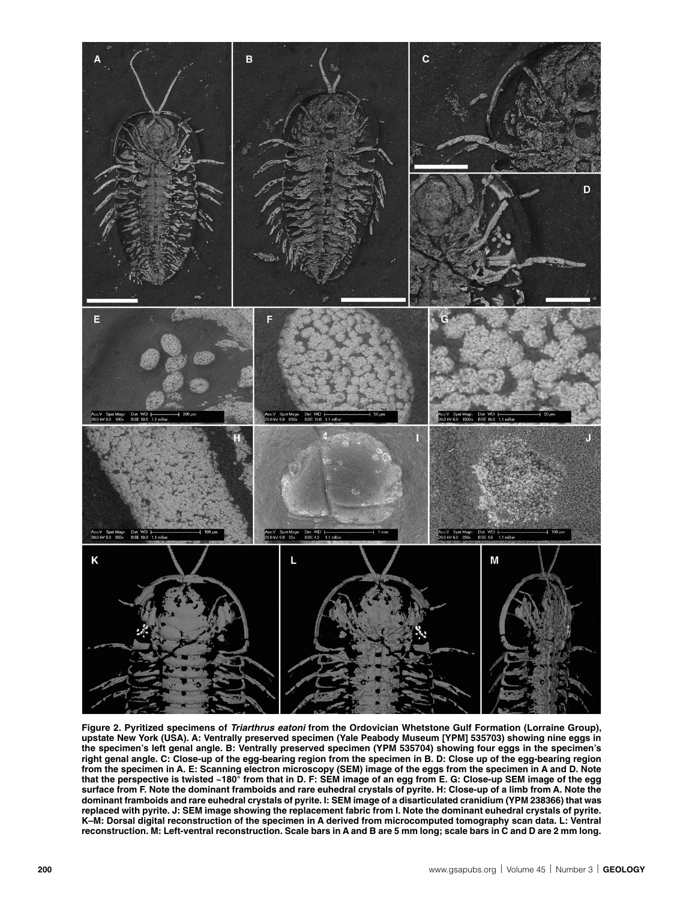**Figure 2. Pyritized specimens of *Triarthrus eatoni* from the Ordovician Whetstone Gulf Formation (Lorraine Group), upstate New York (USA). A: Ventrally preserved specimen (Yale Peabody Museum [YPM] 535703) showing nine eggs in the specimen's left genal angle. B: Ventrally preserved specimen (YPM 535704) showing four eggs in the specimen's right genal angle. C: Close-up of the egg-bearing region from the specimen in B. D: Close up of the egg-bearing region from the specimen in A. E: Scanning electron microscopy (SEM) image of the eggs from the specimen in A and D. Note that the perspective is twisted ~180° from that in D. F: SEM image of an egg from E. G: Close-up SEM image of the egg surface from F. Note the dominant framboids and rare euhedral crystals of pyrite. H: Close-up of a limb from A. Note the dominant framboids and rare euhedral crystals of pyrite. I: SEM image of a disarticulated cranidium (YPM 238366) that was replaced with pyrite. J: SEM image showing the replacement fabric from I. Note the dominant euhedral crystals of pyrite. K–M: Dorsal digital reconstruction of the specimen in A derived from microcomputed tomography scan data. L: Ventral reconstruction. M: Left-ventral reconstruction. Scale bars in A and B are 5 mm long; scale bars in C and D are 2 mm long.**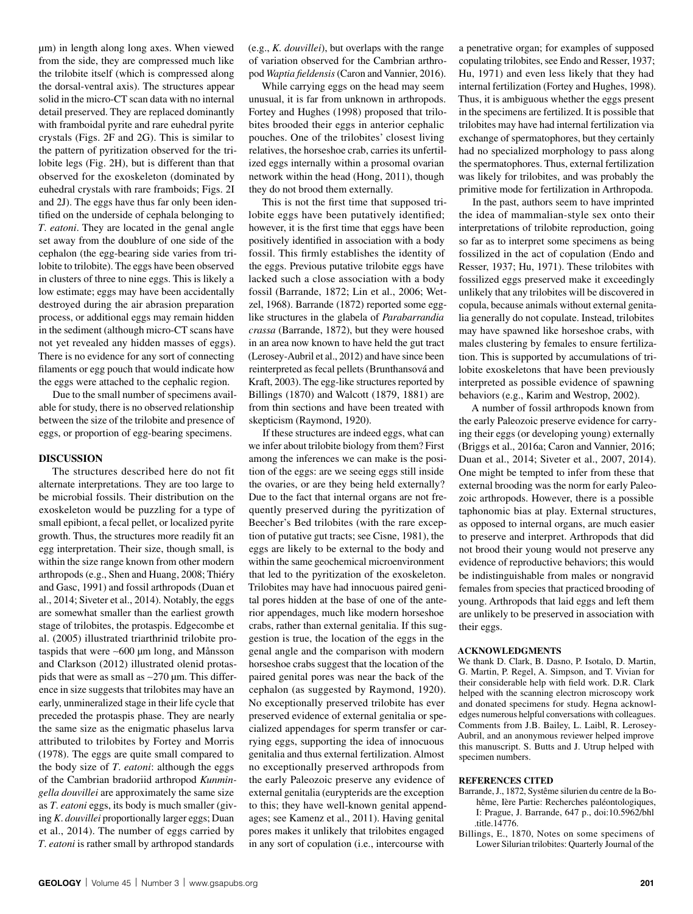μm) in length along long axes. When viewed from the side, they are compressed much like the trilobite itself (which is compressed along the dorsal-ventral axis). The structures appear solid in the micro-CT scan data with no internal detail preserved. They are replaced dominantly with framboidal pyrite and rare euhedral pyrite crystals (Figs. 2F and 2G). This is similar to the pattern of pyritization observed for the trilobite legs (Fig. 2H), but is different than that observed for the exoskeleton (dominated by euhedral crystals with rare framboids; Figs. 2I and 2J). The eggs have thus far only been identified on the underside of cephala belonging to *T. eatoni*. They are located in the genal angle set away from the doublure of one side of the cephalon (the egg-bearing side varies from trilobite to trilobite). The eggs have been observed in clusters of three to nine eggs. This is likely a low estimate; eggs may have been accidentally destroyed during the air abrasion preparation process, or additional eggs may remain hidden in the sediment (although micro-CT scans have not yet revealed any hidden masses of eggs). There is no evidence for any sort of connecting filaments or egg pouch that would indicate how the eggs were attached to the cephalic region.

Due to the small number of specimens available for study, there is no observed relationship between the size of the trilobite and presence of eggs, or proportion of egg-bearing specimens.

## DISCUSSION

The structures described here do not fit alternate interpretations. They are too large to be microbial fossils. Their distribution on the exoskeleton would be puzzling for a type of small epibiont, a fecal pellet, or localized pyrite growth. Thus, the structures more readily fit an egg interpretation. Their size, though small, is within the size range known from other modern arthropods (e.g., Shen and Huang, 2008; Thiéry and Gasc, 1991) and fossil arthropods (Duan et al., 2014; Siveter et al., 2014). Notably, the eggs are somewhat smaller than the earliest growth stage of trilobites, the protaspis. Edgecombe et al. (2005) illustrated triarthrinid trilobite protaspids that were ~600 μm long, and Månsson and Clarkson (2012) illustrated olenid protaspids that were as small as ~270 μm. This difference in size suggests that trilobites may have an early, unmineralized stage in their life cycle that preceded the protaspis phase. They are nearly the same size as the enigmatic phaselus larva attributed to trilobites by Fortey and Morris (1978). The eggs are quite small compared to the body size of *T. eatoni*: although the eggs of the Cambrian bradoriid arthropod *Kunmingella douvillei* are approximately the same size as *T. eatoni* eggs, its body is much smaller (giving *K. douvillei* proportionally much larger eggs; Duan et al., 2014). The number of eggs carried by *T. eatoni* is rather small by arthropod standards (e.g., *K. douvillei*), but overlaps with the range of variation observed for the Cambrian arthropod *Waptia fieldensis* (Caron and Vannier, 2016).

While carrying eggs on the head may seem unusual, it is far from unknown in arthropods. Fortey and Hughes (1998) proposed that trilobites brooded their eggs in anterior cephalic pouches. One of the trilobites' closest living relatives, the horseshoe crab, carries its unfertilized eggs internally within a prosomal ovarian network within the head (Hong, 2011), though they do not brood them externally.

This is not the first time that supposed trilobite eggs have been putatively identified; however, it is the first time that eggs have been positively identified in association with a body fossil. This firmly establishes the identity of the eggs. Previous putative trilobite eggs have lacked such a close association with a body fossil (Barrande, 1872; Lin et al., 2006; Wetzel, 1968). Barrande (1872) reported some egg-like structures in the glabela of *Parabarrandia crassa* (Barrande, 1872), but they were housed in an area now known to have held the gut tract (Lerosey-Aubril et al., 2012) and have since been reinterpreted as fecal pellets (Brunthansová and Kraft, 2003). The egg-like structures reported by Billings (1870) and Walcott (1879, 1881) are from thin sections and have been treated with skepticism (Raymond, 1920).

If these structures are indeed eggs, what can we infer about trilobite biology from them? First among the inferences we can make is the position of the eggs: are we seeing eggs still inside the ovaries, or are they being held externally? Due to the fact that internal organs are not frequently preserved during the pyritization of Beecher's Bed trilobites (with the rare exception of putative gut tracts; see Cisne, 1981), the eggs are likely to be external to the body and within the same geochemical microenvironment that led to the pyritization of the exoskeleton. Trilobites may have had innocuous paired genital pores hidden at the base of one of the anterior appendages, much like modern horseshoe crabs, rather than external genitalia. If this suggestion is true, the location of the eggs in the genal angle and the comparison with modern horseshoe crabs suggest that the location of the paired genital pores was near the back of the cephalon (as suggested by Raymond, 1920). No exceptionally preserved trilobite has ever preserved evidence of external genitalia or specialized appendages for sperm transfer or carrying eggs, supporting the idea of innocuous genitalia and thus external fertilization. Almost no exceptionally preserved arthropods from the early Paleozoic preserve any evidence of external genitalia (eurypterids are the exception to this; they have well-known genital appendages; see Kamenz et al., 2011). Having genital pores makes it unlikely that trilobites engaged in any sort of copulation (i.e., intercourse with a penetrative organ; for examples of supposed copulating trilobites, see Endo and Resser, 1937; Hu, 1971) and even less likely that they had internal fertilization (Fortey and Hughes, 1998). Thus, it is ambiguous whether the eggs present in the specimens are fertilized. It is possible that trilobites may have had internal fertilization via exchange of spermatophores, but they certainly had no specialized morphology to pass along the spermatophores. Thus, external fertilization was likely for trilobites, and was probably the primitive mode for fertilization in Arthropoda.

In the past, authors seem to have imprinted the idea of mammalian-style sex onto their interpretations of trilobite reproduction, going so far as to interpret some specimens as being fossilized in the act of copulation (Endo and Resser, 1937; Hu, 1971). These trilobites with fossilized eggs preserved make it exceedingly unlikely that any trilobites will be discovered in copula, because animals without external genitalia generally do not copulate. Instead, trilobites may have spawned like horseshoe crabs, with males clustering by females to ensure fertilization. This is supported by accumulations of trilobite exoskeletons that have been previously interpreted as possible evidence of spawning behaviors (e.g., Karim and Westrop, 2002).

A number of fossil arthropods known from the early Paleozoic preserve evidence for carrying their eggs (or developing young) externally (Briggs et al., 2016a; Caron and Vannier, 2016; Duan et al., 2014; Siveter et al., 2007, 2014). One might be tempted to infer from these that external brooding was the norm for early Paleozoic arthropods. However, there is a possible taphonomic bias at play. External structures, as opposed to internal organs, are much easier to preserve and interpret. Arthropods that did not brood their young would not preserve any evidence of reproductive behaviors; this would be indistinguishable from males or nongravid females from species that practiced brooding of young. Arthropods that laid eggs and left them are unlikely to be preserved in association with their eggs.

## ACKNOWLEDGMENTS

We thank D. Clark, B. Dasno, P. Isotalo, D. Martin, G. Martin, P. Regel, A. Simpson, and T. Vivian for their considerable help with field work. D.R. Clark helped with the scanning electron microscopy work and donated specimens for study. Hegna acknowledges numerous helpful conversations with colleagues. Comments from J.B. Bailey, L. Laibl, R. Lerosey-Aubril, and an anonymous reviewer helped improve this manuscript. S. Butts and J. Utrup helped with specimen numbers.

## REFERENCES CITED

- Barrande, J., 1872, Systême silurien du centre de la Bohême, Ière Partie: Recherches paléontologiques, I: Prague, J. Barrande, 647 p., doi:10.5962/bhl.title.14776.
- Billings, E., 1870, Notes on some specimens of Lower Silurian trilobites: Quarterly Journal of the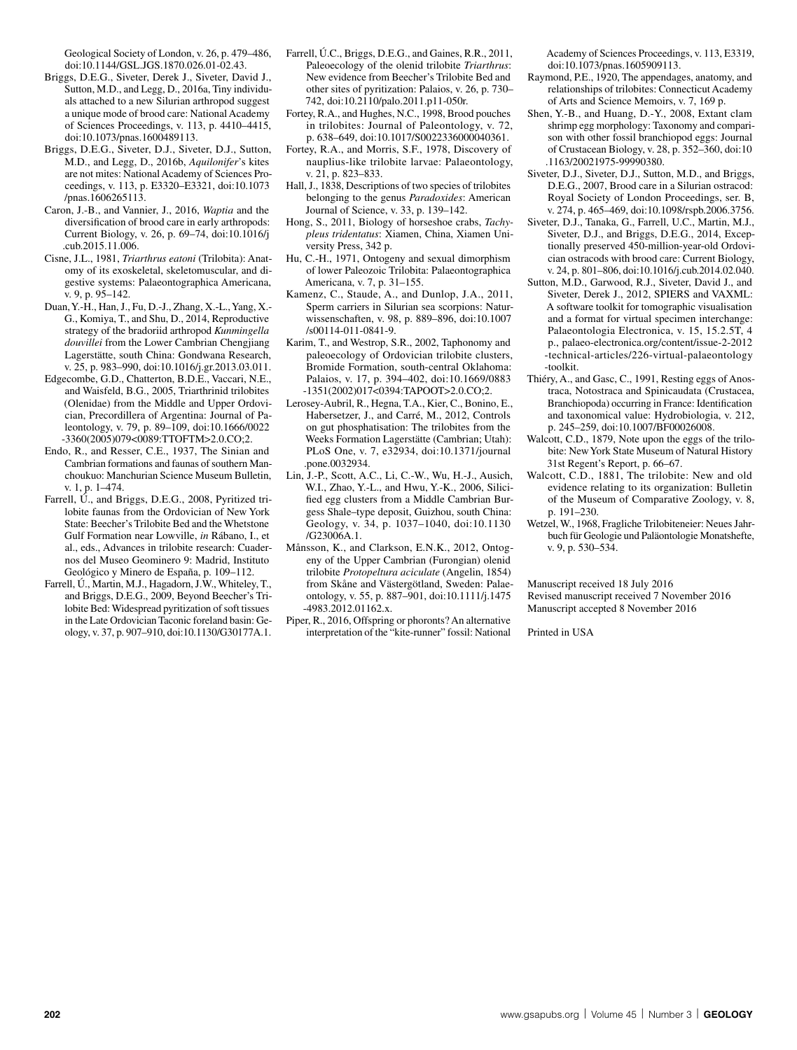Geological Society of London, v. 26, p. 479–486, doi:10.1144/GSL.JGS.1870.026.01-02.43.

Briggs, D.E.G., Siveter, Derek J., Siveter, David J., Sutton, M.D., and Legg, D., 2016a, Tiny individuals attached to a new Silurian arthropod suggest a unique mode of brood care: National Academy of Sciences Proceedings, v. 113, p. 4410–4415, doi:10.1073/pnas.1600489113.

Briggs, D.E.G., Siveter, D.J., Siveter, D.J., Sutton, M.D., and Legg, D., 2016b, *Aquilonifer*'s kites are not mites: National Academy of Sciences Proceedings, v. 113, p. E3320–E3321, doi:10.1073/pnas.1606265113.

Caron, J.-B., and Vannier, J., 2016, *Waptia* and the diversification of brood care in early arthropods: Current Biology, v. 26, p. 69–74, doi:10.1016/j.cub.2015.11.006.

Cisne, J.L., 1981, *Triarthrus eatoni* (Trilobita): Anatomy of its exoskeletal, skeletomuscular, and digestive systems: Palaeontographica Americana, v. 9, p. 95–142.

Duan, Y.-H., Han, J., Fu, D.-J., Zhang, X.-L., Yang, X.-G., Komiya, T., and Shu, D., 2014, Reproductive strategy of the bradoriid arthropod *Kunmingella douvillei* from the Lower Cambrian Chengjiang Lagerstätte, south China: Gondwana Research, v. 25, p. 983–990, doi:10.1016/j.gr.2013.03.011.

Edgecombe, G.D., Chatterton, B.D.E., Vaccari, N.E., and Waisfeld, B.G., 2005, Triarthrinid trilobites (Olenidae) from the Middle and Upper Ordovician, Precordillera of Argentina: Journal of Paleontology, v. 79, p. 89–109, doi:10.1666/0022-3360(2005)079<0089:TTOFTM>2.0.CO;2.

Endo, R., and Resser, C.E., 1937, The Sinian and Cambrian formations and faunas of southern Manchoukuo: Manchurian Science Museum Bulletin, v. 1, p. 1–474.

Farrell, Ú., and Briggs, D.E.G., 2008, Pyritized trilobite faunas from the Ordovician of New York State: Beecher's Trilobite Bed and the Whetstone Gulf Formation near Lowville, *in* Rábano, I., et al., eds., Advances in trilobite research: Cuadernos del Museo Geominero 9: Madrid, Instituto Geológico y Minero de España, p. 109–112.

Farrell, Ú., Martin, M.J., Hagadorn, J.W., Whiteley, T., and Briggs, D.E.G., 2009, Beyond Beecher's Trilobite Bed: Widespread pyritization of soft tissues in the Late Ordovician Taconic foreland basin: Geology, v. 37, p. 907–910, doi:10.1130/G30177A.1.

Farrell, Ú.C., Briggs, D.E.G., and Gaines, R.R., 2011, Paleoecology of the olenid trilobite *Triarthrus*: New evidence from Beecher's Trilobite Bed and other sites of pyritization: Palaios, v. 26, p. 730–742, doi:10.2110/palo.2011.p11-050r.

Fortey, R.A., and Hughes, N.C., 1998, Brood pouches in trilobites: Journal of Paleontology, v. 72, p. 638–649, doi:10.1017/S0022336000040361.

Fortey, R.A., and Morris, S.F., 1978, Discovery of nauplius-like trilobite larvae: Palaeontology, v. 21, p. 823–833.

Hall, J., 1838, Descriptions of two species of trilobites belonging to the genus *Paradoxides*: American Journal of Science, v. 33, p. 139–142.

Hong, S., 2011, Biology of horseshoe crabs, *Tachypleus tridentatus*: Xiamen, China, Xiamen University Press, 342 p.

Hu, C.-H., 1971, Ontogeny and sexual dimorphism of lower Paleozoic Trilobita: Palaeontographica Americana, v. 7, p. 31–155.

Kamenz, C., Staude, A., and Dunlop, J.A., 2011, Sperm carriers in Silurian sea scorpions: Naturwissenschaften, v. 98, p. 889–896, doi:10.1007/s00114-011-0841-9.

Karim, T., and Westrop, S.R., 2002, Taphonomy and paleoecology of Ordovician trilobite clusters, Bromide Formation, south-central Oklahoma: Palaios, v. 17, p. 394–402, doi:10.1669/0883-1351(2002)017<0394:TAPOOT>2.0.CO;2.

Lerosey-Aubril, R., Hegna, T.A., Kier, C., Bonino, E., Habersetzer, J., and Carré, M., 2012, Controls on gut phosphatisation: The trilobites from the Weeks Formation Lagerstätte (Cambrian; Utah): PLoS One, v. 7, e32934, doi:10.1371/journal.pone.0032934.

Lin, J.-P., Scott, A.C., Li, C.-W., Wu, H.-J., Ausich, W.I., Zhao, Y.-L., and Hwu, Y.-K., 2006, Silicified egg clusters from a Middle Cambrian Burgess Shale–type deposit, Guizhou, south China: Geology, v. 34, p. 1037–1040, doi:10.1130/G23006A.1.

Månsson, K., and Clarkson, E.N.K., 2012, Ontogeny of the Upper Cambrian (Furongian) olenid trilobite *Protopeltura aciculate* (Angelin, 1854) from Skåne and Västergötland, Sweden: Palaeontology, v. 55, p. 887–901, doi:10.1111/j.1475-4983.2012.01162.x.

Piper, R., 2016, Offspring or phoronts? An alternative interpretation of the "kite-runner" fossil: National Academy of Sciences Proceedings, v. 113, E3319, doi:10.1073/pnas.1605909113.

Raymond, P.E., 1920, The appendages, anatomy, and relationships of trilobites: Connecticut Academy of Arts and Science Memoirs, v. 7, 169 p.

Shen, Y.-B., and Huang, D.-Y., 2008, Extant clam shrimp egg morphology: Taxonomy and comparison with other fossil branchiopod eggs: Journal of Crustacean Biology, v. 28, p. 352–360, doi:10.1163/20021975-99990380.

Siveter, D.J., Siveter, D.J., Sutton, M.D., and Briggs, D.E.G., 2007, Brood care in a Silurian ostracod: Royal Society of London Proceedings, ser. B, v. 274, p. 465–469, doi:10.1098/rspb.2006.3756.

Siveter, D.J., Tanaka, G., Farrell, U.C., Martin, M.J., Siveter, D.J., and Briggs, D.E.G., 2014, Exceptionally preserved 450-million-year-old Ordovician ostracods with brood care: Current Biology, v. 24, p. 801–806, doi:10.1016/j.cub.2014.02.040.

Sutton, M.D., Garwood, R.J., Siveter, David J., and Siveter, Derek J., 2012, SPIERS and VAXML: A software toolkit for tomographic visualisation and a format for virtual specimen interchange: Palaeontologia Electronica, v. 15, 15.2.5T, 4 p., palaeo-electronica.org/content/issue-2-2012-technical-articles/226-virtual-palaeontology-toolkit.

Thiéry, A., and Gasc, C., 1991, Resting eggs of Anostraca, Notostraca and Spinicaudata (Crustacea, Branchiopoda) occurring in France: Identification and taxonomical value: Hydrobiologia, v. 212, p. 245–259, doi:10.1007/BF00026008.

Walcott, C.D., 1879, Note upon the eggs of the trilobite: New York State Museum of Natural History 31st Regent's Report, p. 66–67.

Walcott, C.D., 1881, The trilobite: New and old evidence relating to its organization: Bulletin of the Museum of Comparative Zoology, v. 8, p. 191–230.

Wetzel, W., 1968, Fragliche Trilobiteneier: Neues Jahrbuch für Geologie und Paläontologie Monatshefte, v. 9, p. 530–534.

Manuscript received 18 July 2016
Revised manuscript received 7 November 2016
Manuscript accepted 8 November 2016

Printed in USA